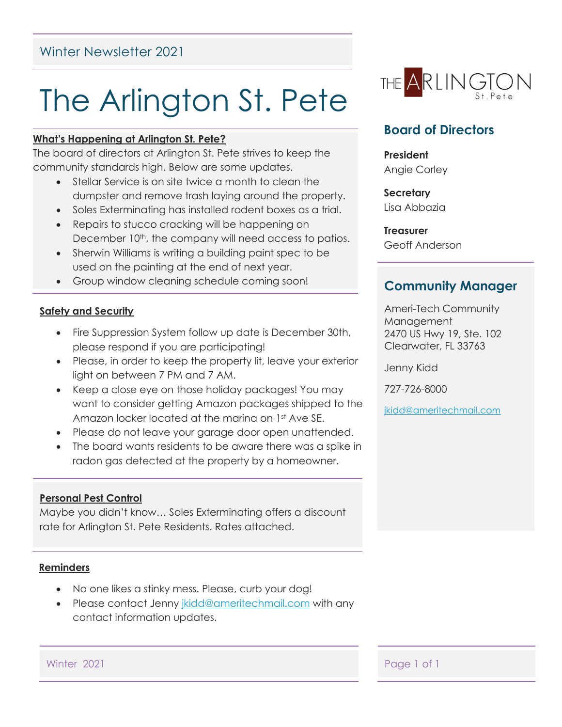Winter Newsletter 2021

# The Arlington St. Pete

**What's Happening at Arlington St. Pete?**

The board of directors at Arlington St. Pete strives to keep the community standards high. Below are some updates.

- Stellar Service is on site twice a month to clean the dumpster and remove trash laying around the property.
- Soles Exterminating has installed rodent boxes as a trial.
- Repairs to stucco cracking will be happening on December 10th, the company will need access to patios.
- Sherwin Williams is writing a building paint spec to be used on the painting at the end of next year.
- Group window cleaning schedule coming soon!

**Safety and Security**

- Fire Suppression System follow up date is December 30th, please respond if you are participating!
- Please, in order to keep the property lit, leave your exterior light on between 7 PM and 7 AM.
- Keep a close eye on those holiday packages! You may want to consider getting Amazon packages shipped to the Amazon locker located at the marina on 1st Ave SE.
- Please do not leave your garage door open unattended.
- The board wants residents to be aware there was a spike in radon gas detected at the property by a homeowner.

**Personal Pest Control**

Maybe you didn't know… Soles Exterminating offers a discount rate for Arlington St. Pete Residents. Rates attached.

**Reminders**

- No one likes a stinky mess. Please, curb your dog!
- Please contact Jenny jkidd@ameritechmail.com with any contact information updates.

THE ARLINGTON St. Pete

## Board of Directors

**President**
Angie Corley

**Secretary**
Lisa Abbazia

**Treasurer**
Geoff Anderson

## Community Manager

Ameri-Tech Community Management
2470 US Hwy 19, Ste. 102
Clearwater, FL 33763

Jenny Kidd

727-726-8000

jkidd@ameritechmail.com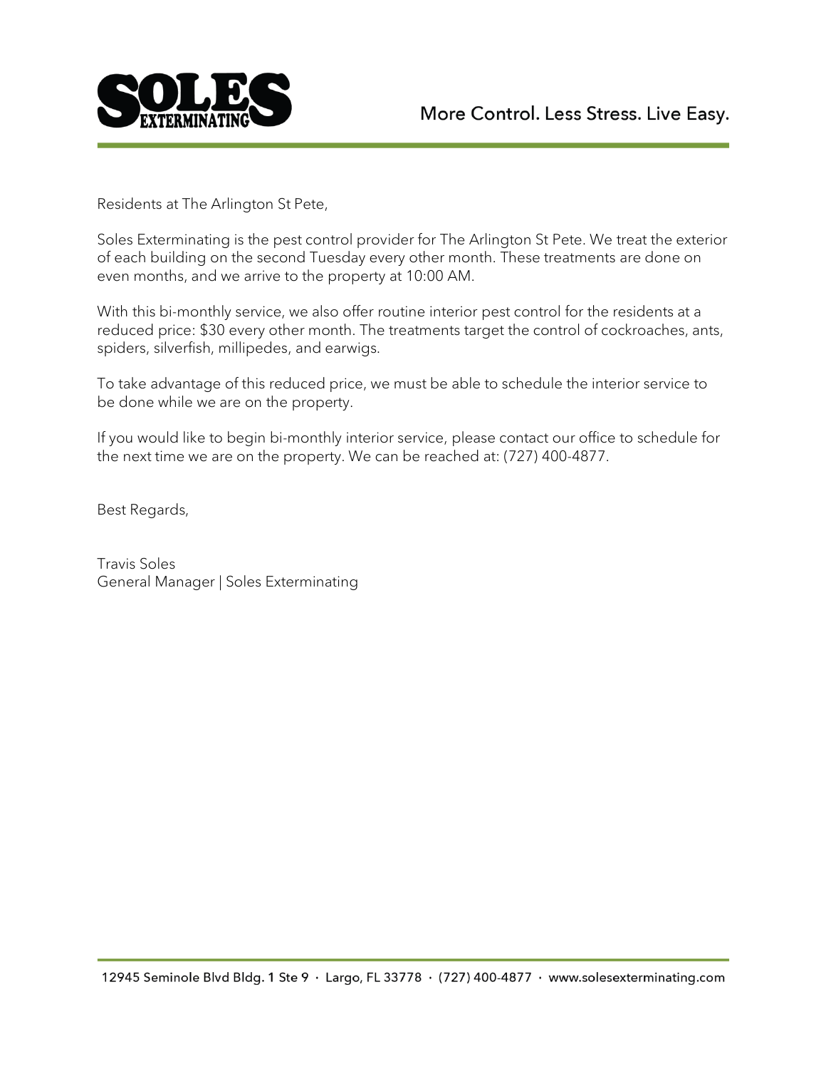More Control. Less Stress. Live Easy.

Residents at The Arlington St Pete,

Soles Exterminating is the pest control provider for The Arlington St Pete. We treat the exterior of each building on the second Tuesday every other month. These treatments are done on even months, and we arrive to the property at 10:00 AM.

With this bi-monthly service, we also offer routine interior pest control for the residents at a reduced price: $30 every other month. The treatments target the control of cockroaches, ants, spiders, silverfish, millipedes, and earwigs.

To take advantage of this reduced price, we must be able to schedule the interior service to be done while we are on the property.

If you would like to begin bi-monthly interior service, please contact our office to schedule for the next time we are on the property. We can be reached at: (727) 400-4877.

Best Regards,

Travis Soles
General Manager | Soles Exterminating

12945 Seminole Blvd Bldg. 1 Ste 9 · Largo, FL 33778 · (727) 400-4877 · www.solesexterminating.com